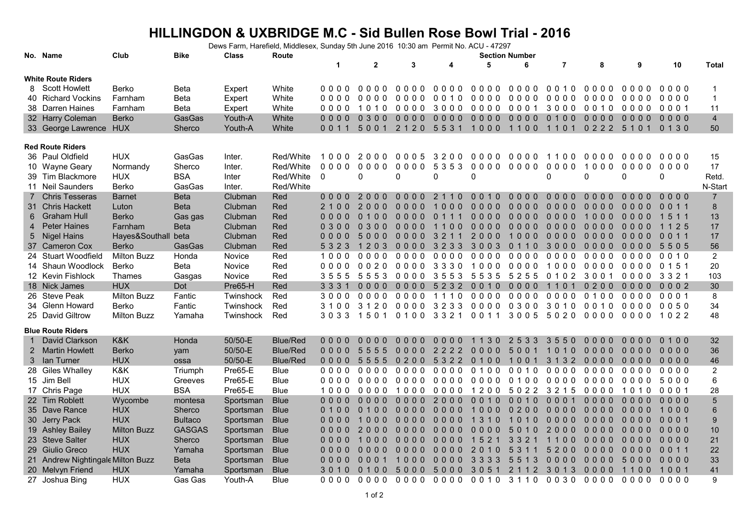# HILLINGDON & UXBRIDGE M.C - Sid Bullen Rose Bowl Trial - 2016

Dews Farm, Harefield, Middlesex, Sunday 5th June 2016 10:30 am Permit No. ACU - 47297

| No. | Name | Club | Bike | Class | Route | 1 | 2 | 3 | 4 | 5 | 6 | 7 | 8 | 9 | 10 | Total |
|---|---|---|---|---|---|---|---|---|---|---|---|---|---|---|---|---|
| **White Route Riders** | | | | | | | | | | | | | | | | |
| 8 | Scott Howlett | Berko | Beta | Expert | White | 0 0 0 0 | 0 0 0 0 | 0 0 0 0 | 0 0 0 0 | 0 0 0 0 | 0 0 0 0 | 0 0 1 0 | 0 0 0 0 | 0 0 0 0 | 0 0 0 0 | 1 |
| 40 | Richard Vockins | Farnham | Beta | Expert | White | 0 0 0 0 | 0 0 0 0 | 0 0 0 0 | 0 0 1 0 | 0 0 0 0 | 0 0 0 0 | 0 0 0 0 | 0 0 0 0 | 0 0 0 0 | 0 0 0 0 | 1 |
| 38 | Darren Haines | Farnham | Beta | Expert | White | 0 0 0 0 | 1 0 1 0 | 0 0 0 0 | 3 0 0 0 | 0 0 0 0 | 0 0 0 1 | 3 0 0 0 | 0 0 1 0 | 0 0 0 0 | 0 0 0 1 | 11 |
| 32 | Harry Coleman | Berko | GasGas | Youth-A | White | 0 0 0 0 | 0 3 0 0 | 0 0 0 0 | 0 0 0 0 | 0 0 0 0 | 0 0 0 0 | 0 1 0 0 | 0 0 0 0 | 0 0 0 0 | 0 0 0 0 | 4 |
| 33 | George Lawrence | HUX | Sherco | Youth-A | White | 0 0 1 1 | 5 0 0 1 | 2 1 2 0 | 5 5 3 1 | 1 0 0 0 | 1 1 0 0 | 1 1 0 1 | 0 2 2 2 | 5 1 0 1 | 0 1 3 0 | 50 |
| **Red Route Riders** | | | | | | | | | | | | | | | | |
| 36 | Paul Oldfield | HUX | GasGas | Inter. | Red/White | 1 0 0 0 | 2 0 0 0 | 0 0 0 5 | 3 2 0 0 | 0 0 0 0 | 0 0 0 0 | 1 1 0 0 | 0 0 0 0 | 0 0 0 0 | 0 0 0 0 | 15 |
| 10 | Wayne Geary | Normandy | Sherco | Inter. | Red/White | 0 0 0 0 | 0 0 0 0 | 0 0 0 0 | 5 3 5 3 | 0 0 0 0 | 0 0 0 0 | 0 0 0 0 | 1 0 0 0 | 0 0 0 0 | 0 0 0 0 | 17 |
| 39 | Tim Blackmore | HUX | BSA | Inter | Red/White | 0 | 0 | 0 | 0 | 0 | | 0 | 0 | 0 | 0 | Retd. |
| 11 | Neil Saunders | Berko | GasGas | Inter. | Red/White | | | | | | | | | | | N-Start |
| 7 | Chris Tesseras | Barnet | Beta | Clubman | Red | 0 0 0 0 | 2 0 0 0 | 0 0 0 0 | 2 1 1 0 | 0 0 1 0 | 0 0 0 0 | 0 0 0 0 | 0 0 0 0 | 0 0 0 0 | 0 0 0 0 | 7 |
| 31 | Chris Hackett | Luton | Beta | Clubman | Red | 2 1 0 0 | 2 0 0 0 | 0 0 0 0 | 1 0 0 0 | 0 0 0 0 | 0 0 0 0 | 0 0 0 0 | 0 0 0 0 | 0 0 0 0 | 0 0 1 1 | 8 |
| 6 | Graham Hull | Berko | Gas gas | Clubman | Red | 0 0 0 0 | 0 1 0 0 | 0 0 0 0 | 0 1 1 1 | 0 0 0 0 | 0 0 0 0 | 0 0 0 0 | 1 0 0 0 | 0 0 0 0 | 1 5 1 1 | 13 |
| 4 | Peter Haines | Farnham | Beta | Clubman | Red | 0 3 0 0 | 0 3 0 0 | 0 0 0 0 | 1 1 0 0 | 0 0 0 0 | 0 0 0 0 | 0 0 0 0 | 0 0 0 0 | 0 0 0 0 | 1 1 2 5 | 17 |
| 5 | Nigel Hains | Hayes&Southall | beta | Clubman | Red | 0 0 0 0 | 5 0 0 0 | 0 0 0 0 | 3 2 1 1 | 2 0 0 0 | 1 0 0 0 | 0 0 0 0 | 0 0 0 0 | 0 0 0 0 | 0 0 1 1 | 17 |
| 37 | Cameron Cox | Berko | GasGas | Clubman | Red | 5 3 2 3 | 1 2 0 3 | 0 0 0 0 | 3 2 3 3 | 3 0 0 3 | 0 1 1 0 | 3 0 0 0 | 0 0 0 0 | 0 0 0 0 | 5 5 0 5 | 56 |
| 24 | Stuart Woodfield | Milton Buzz | Honda | Novice | Red | 1 0 0 0 | 0 0 0 0 | 0 0 0 0 | 0 0 0 0 | 0 0 0 0 | 0 0 0 0 | 0 0 0 0 | 0 0 0 0 | 0 0 0 0 | 0 0 1 0 | 2 |
| 14 | Shaun Woodlock | Berko | Beta | Novice | Red | 0 0 0 0 | 0 0 2 0 | 0 0 0 0 | 3 3 3 0 | 1 0 0 0 | 0 0 0 0 | 1 0 0 0 | 0 0 0 0 | 0 0 0 0 | 0 1 5 1 | 20 |
| 12 | Kevin Fishlock | Thames | Gasgas | Novice | Red | 3 5 5 5 | 5 5 5 3 | 0 0 0 0 | 3 5 5 3 | 5 5 3 5 | 5 2 5 5 | 0 1 0 2 | 3 0 0 1 | 0 0 0 0 | 3 3 2 1 | 103 |
| 18 | Nick James | HUX | Dot | Pre65-H | Red | 3 3 3 1 | 0 0 0 0 | 0 0 0 0 | 5 2 3 2 | 0 0 1 0 | 0 0 0 0 | 1 1 0 1 | 0 2 0 0 | 0 0 0 0 | 0 0 0 2 | 30 |
| 26 | Steve Peak | Milton Buzz | Fantic | Twinshock | Red | 3 0 0 0 | 0 0 0 0 | 0 0 0 0 | 1 1 1 0 | 0 0 0 0 | 0 0 0 0 | 0 0 0 0 | 0 1 0 0 | 0 0 0 0 | 0 0 0 1 | 8 |
| 34 | Glenn Howard | Berko | Fantic | Twinshock | Red | 3 1 0 0 | 3 1 2 0 | 0 0 0 0 | 3 2 3 3 | 0 0 0 0 | 0 3 0 0 | 3 0 1 0 | 0 0 1 0 | 0 0 0 0 | 0 0 5 0 | 34 |
| 25 | David Giltrow | Milton Buzz | Yamaha | Twinshock | Red | 3 0 3 3 | 1 5 0 1 | 0 1 0 0 | 3 3 2 1 | 0 0 1 1 | 3 0 0 5 | 5 0 2 0 | 0 0 0 0 | 0 0 0 0 | 1 0 2 2 | 48 |
| **Blue Route Riders** | | | | | | | | | | | | | | | | |
| 1 | David Clarkson | K&K | Honda | 50/50-E | Blue/Red | 0 0 0 0 | 0 0 0 0 | 0 0 0 0 | 0 0 0 0 | 1 1 3 0 | 2 5 3 3 | 3 5 5 0 | 0 0 0 0 | 0 0 0 0 | 0 1 0 0 | 32 |
| 2 | Martin Howlett | Berko | yam | 50/50-E | Blue/Red | 0 0 0 0 | 5 5 5 5 | 0 0 0 0 | 2 2 2 2 | 0 0 0 0 | 5 0 0 1 | 1 0 1 0 | 0 0 0 0 | 0 0 0 0 | 0 0 0 0 | 36 |
| 3 | Ian Turner | HUX | ossa | 50/50-E | Blue/Red | 0 0 0 0 | 5 5 5 5 | 0 2 0 0 | 5 3 2 2 | 0 1 0 0 | 1 0 0 1 | 3 1 3 2 | 0 0 0 0 | 0 0 0 0 | 0 0 0 0 | 46 |
| 28 | Giles Whalley | K&K | Triumph | Pre65-E | Blue | 0 0 0 0 | 0 0 0 0 | 0 0 0 0 | 0 0 0 0 | 0 1 0 0 | 0 0 1 0 | 0 0 0 0 | 0 0 0 0 | 0 0 0 0 | 0 0 0 0 | 2 |
| 15 | Jim Bell | HUX | Greeves | Pre65-E | Blue | 0 0 0 0 | 0 0 0 0 | 0 0 0 0 | 0 0 0 0 | 0 0 0 0 | 0 1 0 0 | 0 0 0 0 | 0 0 0 0 | 0 0 0 0 | 5 0 0 0 | 6 |
| 17 | Chris Page | HUX | BSA | Pre65-E | Blue | 1 0 0 0 | 0 0 0 0 | 1 0 0 0 | 0 0 0 0 | 1 2 0 0 | 5 0 2 2 | 3 2 1 5 | 0 0 0 0 | 1 0 1 0 | 0 0 0 1 | 28 |
| 22 | Tim Roblett | Wycombe | montesa | Sportsman | Blue | 0 0 0 0 | 0 0 0 0 | 0 0 0 0 | 2 0 0 0 | 0 0 1 0 | 0 0 1 0 | 0 0 0 1 | 0 0 0 0 | 0 0 0 0 | 0 0 0 0 | 5 |
| 35 | Dave Rance | HUX | Sherco | Sportsman | Blue | 0 1 0 0 | 0 1 0 0 | 0 0 0 0 | 0 0 0 0 | 1 0 0 0 | 0 2 0 0 | 0 0 0 0 | 0 0 0 0 | 0 0 0 0 | 1 0 0 0 | 6 |
| 30 | Jerry Pack | HUX | Bultaco | Sportsman | Blue | 0 0 0 0 | 1 0 0 0 | 0 0 0 0 | 0 0 0 0 | 1 3 1 0 | 1 0 1 0 | 0 0 0 0 | 0 0 0 0 | 0 0 0 0 | 0 0 0 1 | 9 |
| 19 | Ashley Bailey | Milton Buzz | GASGAS | Sportsman | Blue | 0 0 0 0 | 2 0 0 0 | 0 0 0 0 | 0 0 0 0 | 0 0 0 0 | 5 0 1 0 | 2 0 0 0 | 0 0 0 0 | 0 0 0 0 | 0 0 0 0 | 10 |
| 23 | Steve Salter | HUX | Sherco | Sportsman | Blue | 0 0 0 0 | 1 0 0 0 | 0 0 0 0 | 0 0 0 0 | 1 5 2 1 | 3 3 2 1 | 1 1 0 0 | 0 0 0 0 | 0 0 0 0 | 0 0 0 0 | 21 |
| 29 | Giulio Greco | HUX | Yamaha | Sportsman | Blue | 0 0 0 0 | 0 0 0 0 | 0 0 0 0 | 0 0 0 0 | 2 0 1 0 | 5 3 1 1 | 5 2 0 0 | 0 0 0 0 | 0 0 0 0 | 0 0 1 1 | 22 |
| 21 | Andrew Nightingale | Milton Buzz | Beta | Sportsman | Blue | 0 0 0 0 | 0 0 0 1 | 1 0 0 0 | 0 0 0 0 | 3 3 3 3 | 5 5 1 3 | 0 0 0 0 | 0 0 0 0 | 5 0 0 0 | 0 0 0 0 | 33 |
| 20 | Melvyn Friend | HUX | Yamaha | Sportsman | Blue | 3 0 1 0 | 0 1 0 0 | 5 0 0 0 | 5 0 0 0 | 3 0 5 1 | 2 1 1 2 | 3 0 1 3 | 0 0 0 0 | 1 1 0 0 | 1 0 0 1 | 41 |
| 27 | Joshua Bing | HUX | Gas Gas | Youth-A | Blue | 0 0 0 0 | 0 0 0 0 | 0 0 0 0 | 0 0 0 0 | 0 0 1 0 | 3 1 1 0 | 0 0 3 0 | 0 0 0 0 | 0 0 0 0 | 0 0 0 0 | 9 |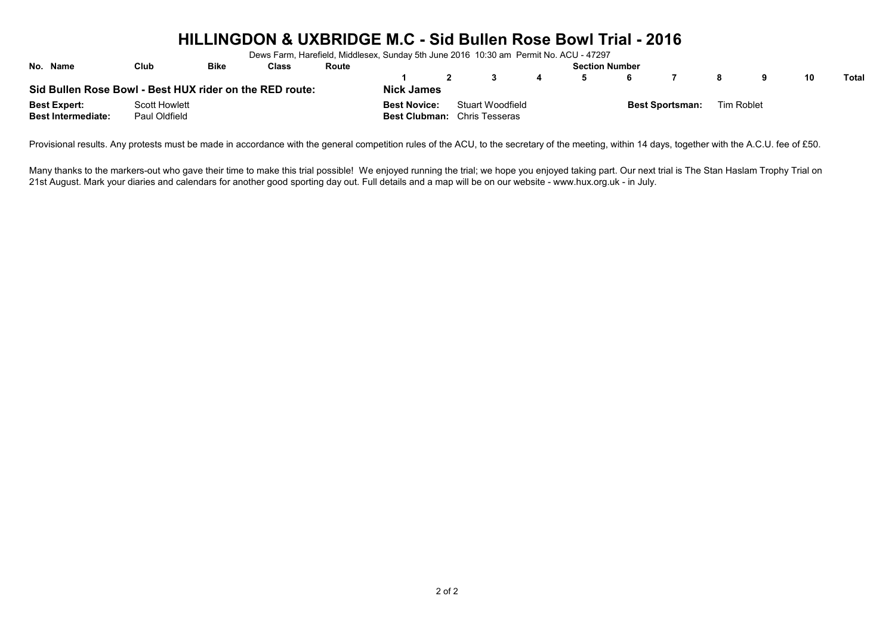# HILLINGDON & UXBRIDGE M.C - Sid Bullen Rose Bowl Trial - 2016

Dews Farm, Harefield, Middlesex, Sunday 5th June 2016 10:30 am Permit No. ACU - 47297

| No. | Name | Club | Bike | Class | Route | Section Number 1 | 2 | 3 | 4 | 5 | 6 | 7 | 8 | 9 | 10 | Total |
|---|---|---|---|---|---|---|---|---|---|---|---|---|---|---|---|---|

**Sid Bullen Rose Bowl - Best HUX rider on the RED route:** **Nick James**

**Best Expert:** Scott Howlett

**Best Intermediate:** Paul Oldfield

**Best Novice:** Stuart Woodfield

**Best Clubman:** Chris Tesseras

**Best Sportsman:** Tim Roblet

Provisional results. Any protests must be made in accordance with the general competition rules of the ACU, to the secretary of the meeting, within 14 days, together with the A.C.U. fee of £50.

Many thanks to the markers-out who gave their time to make this trial possible! We enjoyed running the trial; we hope you enjoyed taking part. Our next trial is The Stan Haslam Trophy Trial on 21st August. Mark your diaries and calendars for another good sporting day out. Full details and a map will be on our website - www.hux.org.uk - in July.